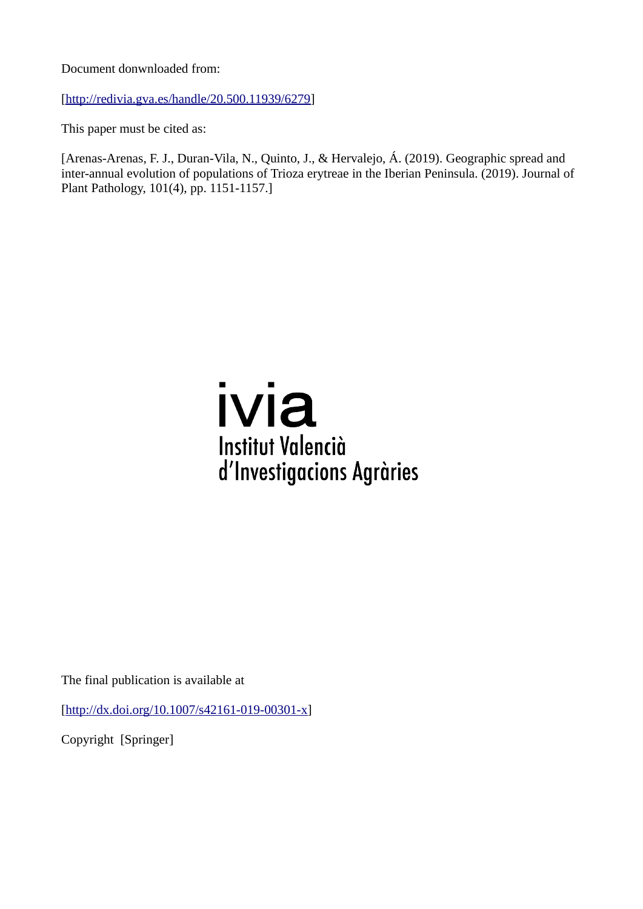Document donwnloaded from:

[http://redivia.gva.es/handle/20.500.11939/6279]

This paper must be cited as:

[Arenas-Arenas, F. J., Duran-Vila, N., Quinto, J., & Hervalejo, Á. (2019). Geographic spread and inter-annual evolution of populations of Trioza erytreae in the Iberian Peninsula. (2019). Journal of Plant Pathology, 101(4), pp. 1151-1157.]

ivia
Institut Valencià
d'Investigacions Agràries

The final publication is available at

[http://dx.doi.org/10.1007/s42161-019-00301-x]

Copyright [Springer]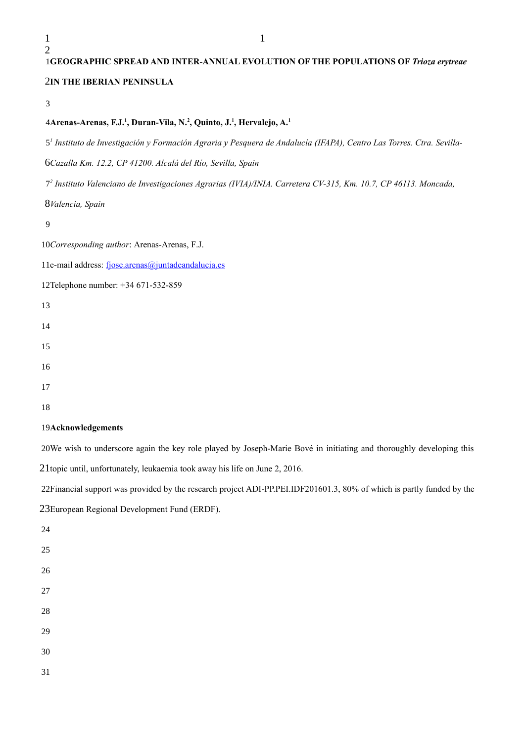**GEOGRAPHIC SPREAD AND INTER-ANNUAL EVOLUTION OF THE POPULATIONS OF *Trioza erytreae* IN THE IBERIAN PENINSULA**

**Arenas-Arenas, F.J.[1], Duran-Vila, N.[2], Quinto, J.[1], Hervalejo, A.[1]**

*[1] Instituto de Investigación y Formación Agraria y Pesquera de Andalucía (IFAPA), Centro Las Torres. Ctra. Sevilla-Cazalla Km. 12.2, CP 41200. Alcalá del Río, Sevilla, Spain*

*[2] Instituto Valenciano de Investigaciones Agrarias (IVIA)/INIA. Carretera CV-315, Km. 10.7, CP 46113. Moncada, Valencia, Spain*

*Corresponding author*: Arenas-Arenas, F.J.

e-mail address: fjose.arenas@juntadeandalucia.es

Telephone number: +34 671-532-859

**Acknowledgements**

We wish to underscore again the key role played by Joseph-Marie Bové in initiating and thoroughly developing this topic until, unfortunately, leukaemia took away his life on June 2, 2016.

Financial support was provided by the research project ADI-PP.PEI.IDF201601.3, 80% of which is partly funded by the European Regional Development Fund (ERDF).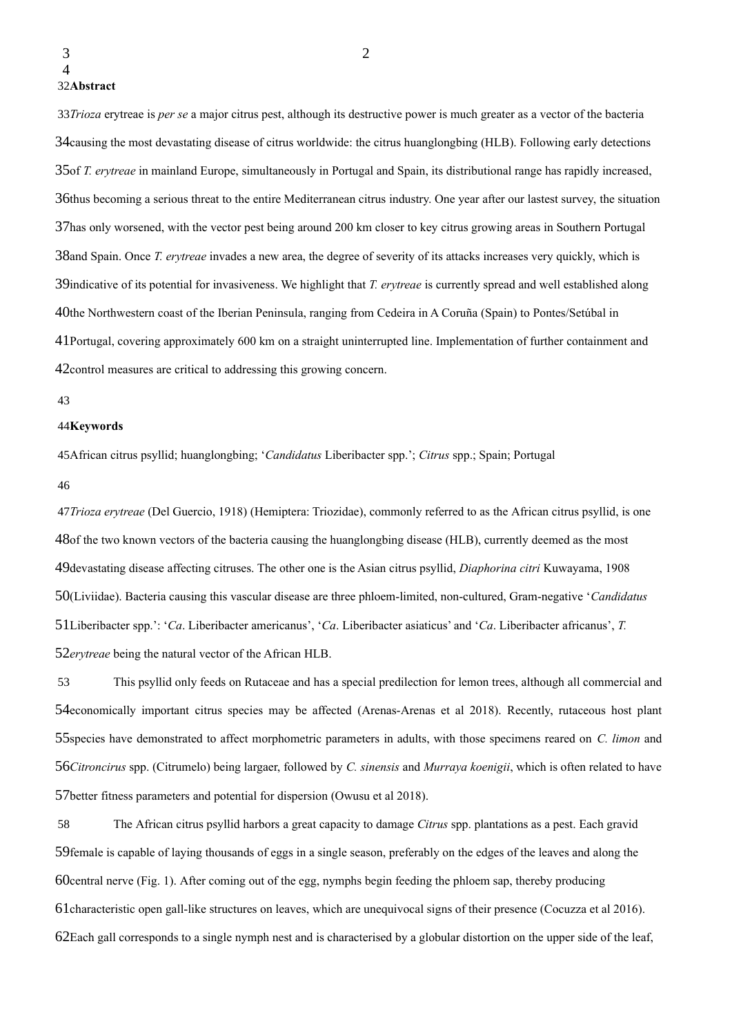**Abstract**

*Trioza* erytreae is *per se* a major citrus pest, although its destructive power is much greater as a vector of the bacteria causing the most devastating disease of citrus worldwide: the citrus huanglongbing (HLB). Following early detections of *T. erytreae* in mainland Europe, simultaneously in Portugal and Spain, its distributional range has rapidly increased, thus becoming a serious threat to the entire Mediterranean citrus industry. One year after our lastest survey, the situation has only worsened, with the vector pest being around 200 km closer to key citrus growing areas in Southern Portugal and Spain. Once *T. erytreae* invades a new area, the degree of severity of its attacks increases very quickly, which is indicative of its potential for invasiveness. We highlight that *T. erytreae* is currently spread and well established along the Northwestern coast of the Iberian Peninsula, ranging from Cedeira in A Coruña (Spain) to Pontes/Setúbal in Portugal, covering approximately 600 km on a straight uninterrupted line. Implementation of further containment and control measures are critical to addressing this growing concern.

**Keywords**

African citrus psyllid; huanglongbing; '*Candidatus* Liberibacter spp.'; *Citrus* spp.; Spain; Portugal

*Trioza erytreae* (Del Guercio, 1918) (Hemiptera: Triozidae), commonly referred to as the African citrus psyllid, is one of the two known vectors of the bacteria causing the huanglongbing disease (HLB), currently deemed as the most devastating disease affecting citruses. The other one is the Asian citrus psyllid, *Diaphorina citri* Kuwayama, 1908 (Liviidae). Bacteria causing this vascular disease are three phloem-limited, non-cultured, Gram-negative '*Candidatus* Liberibacter spp.': '*Ca*. Liberibacter americanus', '*Ca*. Liberibacter asiaticus' and '*Ca*. Liberibacter africanus', *T. erytreae* being the natural vector of the African HLB.

This psyllid only feeds on Rutaceae and has a special predilection for lemon trees, although all commercial and economically important citrus species may be affected (Arenas-Arenas et al 2018). Recently, rutaceous host plant species have demonstrated to affect morphometric parameters in adults, with those specimens reared on *C. limon* and *Citroncirus* spp. (Citrumelo) being largaer, followed by *C. sinensis* and *Murraya koenigii*, which is often related to have better fitness parameters and potential for dispersion (Owusu et al 2018).

The African citrus psyllid harbors a great capacity to damage *Citrus* spp. plantations as a pest. Each gravid female is capable of laying thousands of eggs in a single season, preferably on the edges of the leaves and along the central nerve (Fig. 1). After coming out of the egg, nymphs begin feeding the phloem sap, thereby producing characteristic open gall-like structures on leaves, which are unequivocal signs of their presence (Cocuzza et al 2016). Each gall corresponds to a single nymph nest and is characterised by a globular distortion on the upper side of the leaf,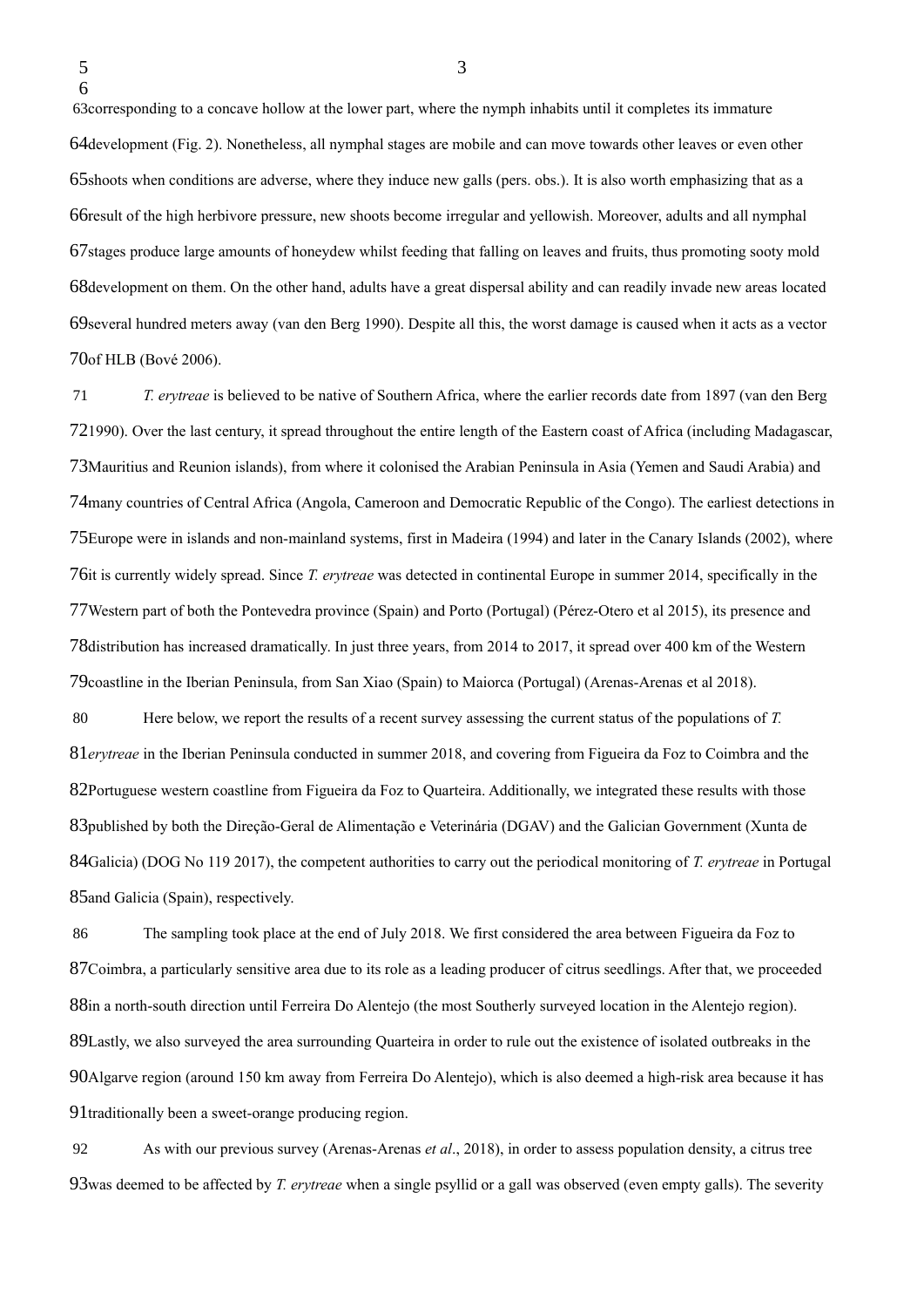corresponding to a concave hollow at the lower part, where the nymph inhabits until it completes its immature development (Fig. 2). Nonetheless, all nymphal stages are mobile and can move towards other leaves or even other shoots when conditions are adverse, where they induce new galls (pers. obs.). It is also worth emphasizing that as a result of the high herbivore pressure, new shoots become irregular and yellowish. Moreover, adults and all nymphal stages produce large amounts of honeydew whilst feeding that falling on leaves and fruits, thus promoting sooty mold development on them. On the other hand, adults have a great dispersal ability and can readily invade new areas located several hundred meters away (van den Berg 1990). Despite all this, the worst damage is caused when it acts as a vector of HLB (Bové 2006).

*T. erytreae* is believed to be native of Southern Africa, where the earlier records date from 1897 (van den Berg 1990). Over the last century, it spread throughout the entire length of the Eastern coast of Africa (including Madagascar, Mauritius and Reunion islands), from where it colonised the Arabian Peninsula in Asia (Yemen and Saudi Arabia) and many countries of Central Africa (Angola, Cameroon and Democratic Republic of the Congo). The earliest detections in Europe were in islands and non-mainland systems, first in Madeira (1994) and later in the Canary Islands (2002), where it is currently widely spread. Since *T. erytreae* was detected in continental Europe in summer 2014, specifically in the Western part of both the Pontevedra province (Spain) and Porto (Portugal) (Pérez-Otero et al 2015), its presence and distribution has increased dramatically. In just three years, from 2014 to 2017, it spread over 400 km of the Western coastline in the Iberian Peninsula, from San Xiao (Spain) to Maiorca (Portugal) (Arenas-Arenas et al 2018).

Here below, we report the results of a recent survey assessing the current status of the populations of *T. erytreae* in the Iberian Peninsula conducted in summer 2018, and covering from Figueira da Foz to Coimbra and the Portuguese western coastline from Figueira da Foz to Quarteira. Additionally, we integrated these results with those published by both the Direção-Geral de Alimentação e Veterinária (DGAV) and the Galician Government (Xunta de Galicia) (DOG No 119 2017), the competent authorities to carry out the periodical monitoring of *T. erytreae* in Portugal and Galicia (Spain), respectively.

The sampling took place at the end of July 2018. We first considered the area between Figueira da Foz to Coimbra, a particularly sensitive area due to its role as a leading producer of citrus seedlings. After that, we proceeded in a north-south direction until Ferreira Do Alentejo (the most Southerly surveyed location in the Alentejo region). Lastly, we also surveyed the area surrounding Quarteira in order to rule out the existence of isolated outbreaks in the Algarve region (around 150 km away from Ferreira Do Alentejo), which is also deemed a high-risk area because it has traditionally been a sweet-orange producing region.

As with our previous survey (Arenas-Arenas *et al*., 2018), in order to assess population density, a citrus tree was deemed to be affected by *T. erytreae* when a single psyllid or a gall was observed (even empty galls). The severity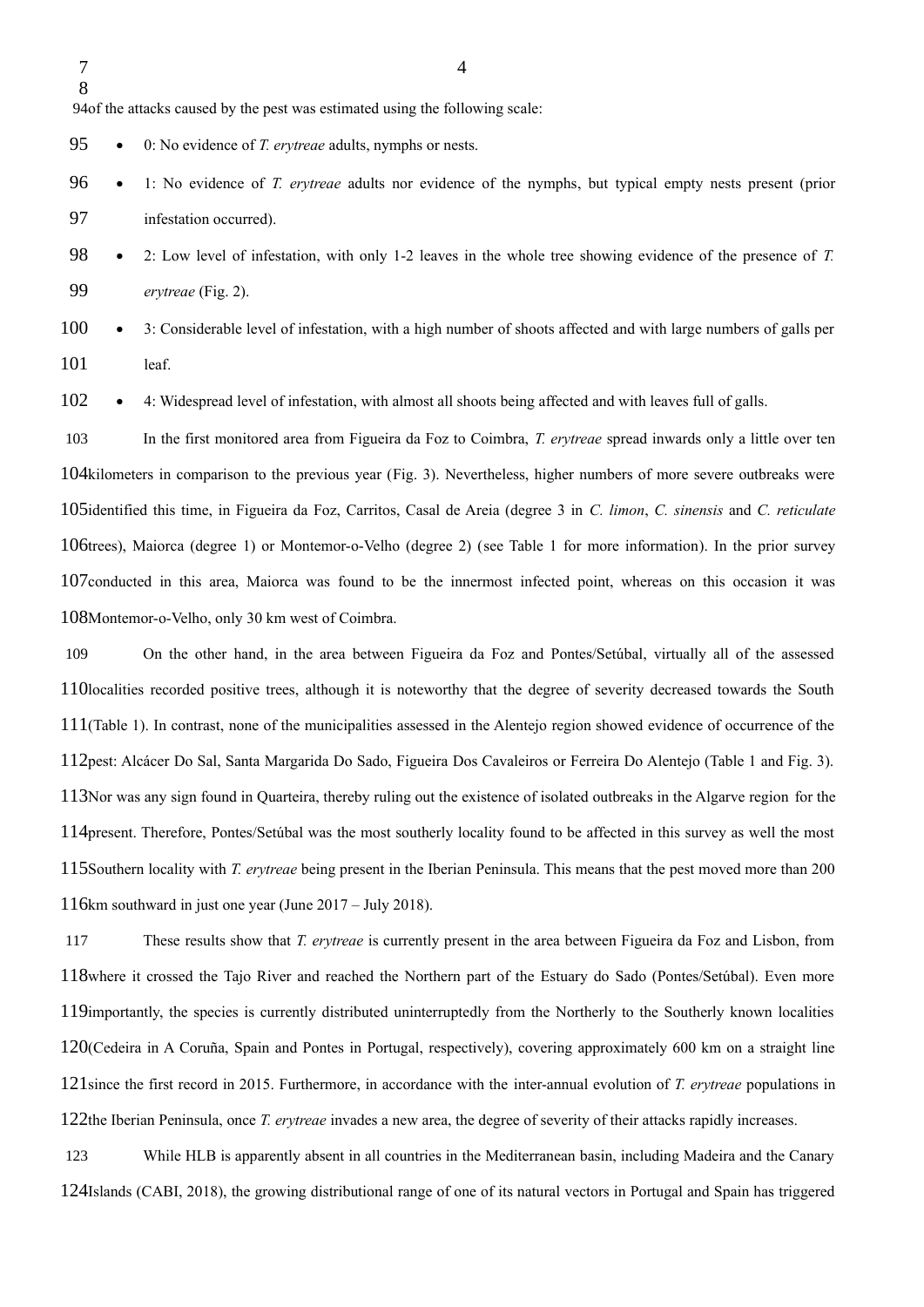of the attacks caused by the pest was estimated using the following scale:

- 0: No evidence of *T. erytreae* adults, nymphs or nests.
- 1: No evidence of *T. erytreae* adults nor evidence of the nymphs, but typical empty nests present (prior infestation occurred).
- 2: Low level of infestation, with only 1-2 leaves in the whole tree showing evidence of the presence of *T. erytreae* (Fig. 2).
- 3: Considerable level of infestation, with a high number of shoots affected and with large numbers of galls per leaf.
- 4: Widespread level of infestation, with almost all shoots being affected and with leaves full of galls.

In the first monitored area from Figueira da Foz to Coimbra, *T. erytreae* spread inwards only a little over ten kilometers in comparison to the previous year (Fig. 3). Nevertheless, higher numbers of more severe outbreaks were identified this time, in Figueira da Foz, Carritos, Casal de Areia (degree 3 in *C. limon*, *C. sinensis* and *C. reticulate* trees), Maiorca (degree 1) or Montemor-o-Velho (degree 2) (see Table 1 for more information). In the prior survey conducted in this area, Maiorca was found to be the innermost infected point, whereas on this occasion it was Montemor-o-Velho, only 30 km west of Coimbra.

On the other hand, in the area between Figueira da Foz and Pontes/Setúbal, virtually all of the assessed localities recorded positive trees, although it is noteworthy that the degree of severity decreased towards the South (Table 1). In contrast, none of the municipalities assessed in the Alentejo region showed evidence of occurrence of the pest: Alcácer Do Sal, Santa Margarida Do Sado, Figueira Dos Cavaleiros or Ferreira Do Alentejo (Table 1 and Fig. 3). Nor was any sign found in Quarteira, thereby ruling out the existence of isolated outbreaks in the Algarve region for the present. Therefore, Pontes/Setúbal was the most southerly locality found to be affected in this survey as well the most Southern locality with *T. erytreae* being present in the Iberian Peninsula. This means that the pest moved more than 200 km southward in just one year (June 2017 – July 2018).

These results show that *T. erytreae* is currently present in the area between Figueira da Foz and Lisbon, from where it crossed the Tajo River and reached the Northern part of the Estuary do Sado (Pontes/Setúbal). Even more importantly, the species is currently distributed uninterruptedly from the Northerly to the Southerly known localities (Cedeira in A Coruña, Spain and Pontes in Portugal, respectively), covering approximately 600 km on a straight line since the first record in 2015. Furthermore, in accordance with the inter-annual evolution of *T. erytreae* populations in the Iberian Peninsula, once *T. erytreae* invades a new area, the degree of severity of their attacks rapidly increases.

While HLB is apparently absent in all countries in the Mediterranean basin, including Madeira and the Canary Islands (CABI, 2018), the growing distributional range of one of its natural vectors in Portugal and Spain has triggered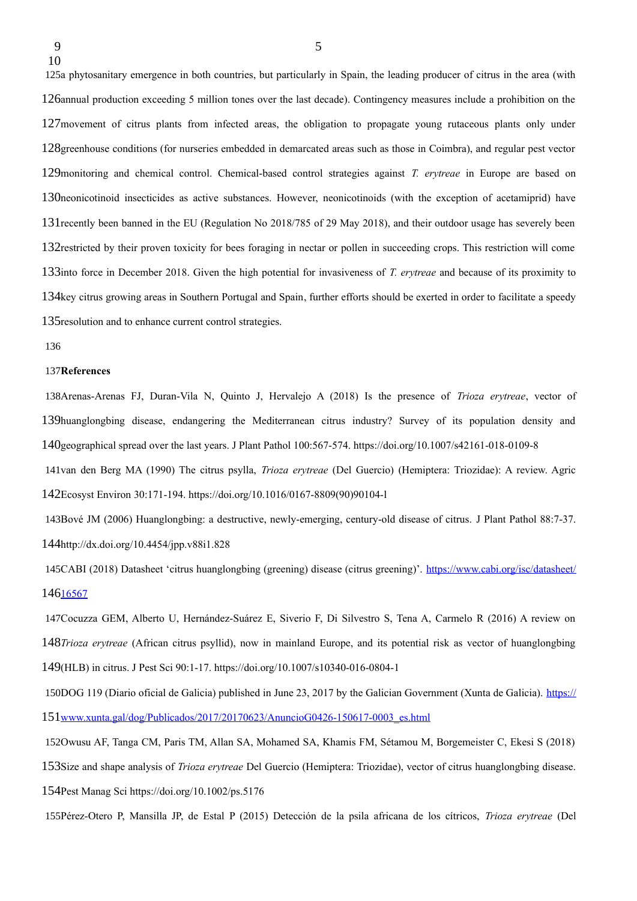a phytosanitary emergence in both countries, but particularly in Spain, the leading producer of citrus in the area (with annual production exceeding 5 million tones over the last decade). Contingency measures include a prohibition on the movement of citrus plants from infected areas, the obligation to propagate young rutaceous plants only under greenhouse conditions (for nurseries embedded in demarcated areas such as those in Coimbra), and regular pest vector monitoring and chemical control. Chemical-based control strategies against *T. erytreae* in Europe are based on neonicotinoid insecticides as active substances. However, neonicotinoids (with the exception of acetamiprid) have recently been banned in the EU (Regulation No 2018/785 of 29 May 2018), and their outdoor usage has severely been restricted by their proven toxicity for bees foraging in nectar or pollen in succeeding crops. This restriction will come into force in December 2018. Given the high potential for invasiveness of *T. erytreae* and because of its proximity to key citrus growing areas in Southern Portugal and Spain, further efforts should be exerted in order to facilitate a speedy resolution and to enhance current control strategies.

**References**

Arenas-Arenas FJ, Duran-Vila N, Quinto J, Hervalejo A (2018) Is the presence of *Trioza erytreae*, vector of huanglongbing disease, endangering the Mediterranean citrus industry? Survey of its population density and geographical spread over the last years. J Plant Pathol 100:567-574. https://doi.org/10.1007/s42161-018-0109-8

van den Berg MA (1990) The citrus psylla, *Trioza erytreae* (Del Guercio) (Hemiptera: Triozidae): A review. Agric Ecosyst Environ 30:171-194. https://doi.org/10.1016/0167-8809(90)90104-l

Bové JM (2006) Huanglongbing: a destructive, newly-emerging, century-old disease of citrus. J Plant Pathol 88:7-37. http://dx.doi.org/10.4454/jpp.v88i1.828

CABI (2018) Datasheet 'citrus huanglongbing (greening) disease (citrus greening)'. https://www.cabi.org/isc/datasheet/16567

Cocuzza GEM, Alberto U, Hernández-Suárez E, Siverio F, Di Silvestro S, Tena A, Carmelo R (2016) A review on *Trioza erytreae* (African citrus psyllid), now in mainland Europe, and its potential risk as vector of huanglongbing (HLB) in citrus. J Pest Sci 90:1-17. https://doi.org/10.1007/s10340-016-0804-1

DOG 119 (Diario oficial de Galicia) published in June 23, 2017 by the Galician Government (Xunta de Galicia). https://www.xunta.gal/dog/Publicados/2017/20170623/AnuncioG0426-150617-0003_es.html

Owusu AF, Tanga CM, Paris TM, Allan SA, Mohamed SA, Khamis FM, Sétamou M, Borgemeister C, Ekesi S (2018) Size and shape analysis of *Trioza erytreae* Del Guercio (Hemiptera: Triozidae), vector of citrus huanglongbing disease. Pest Manag Sci https://doi.org/10.1002/ps.5176

Pérez-Otero P, Mansilla JP, de Estal P (2015) Detección de la psila africana de los cítricos, *Trioza erytreae* (Del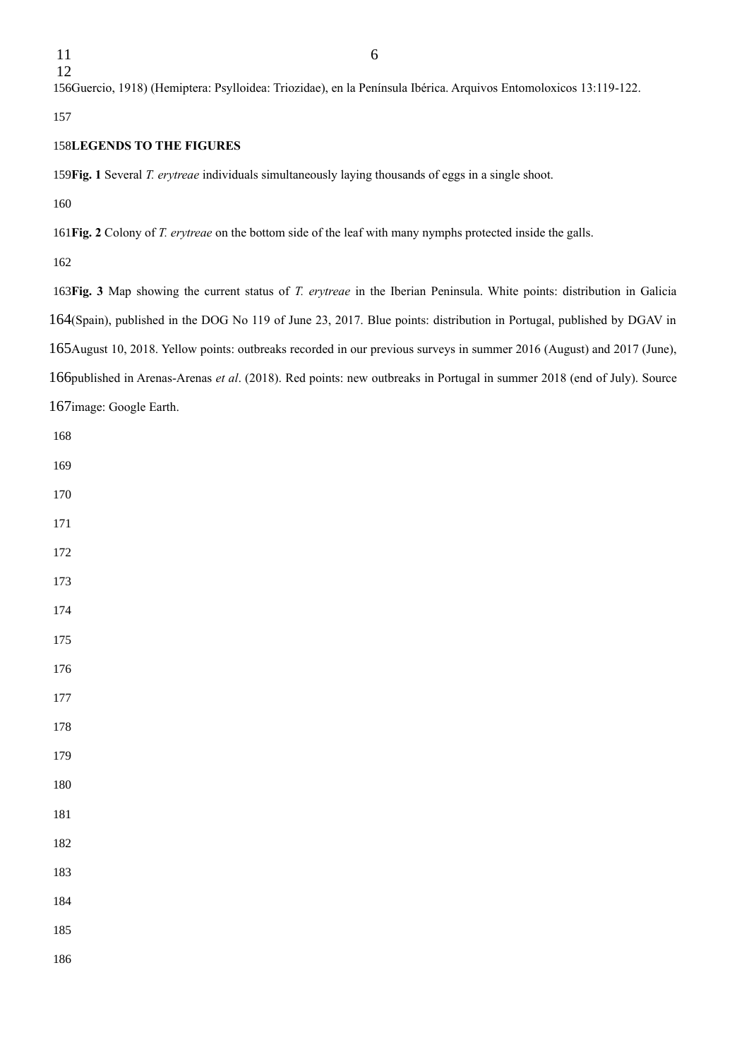Guercio, 1918) (Hemiptera: Psylloidea: Triozidae), en la Península Ibérica. Arquivos Entomoloxicos 13:119-122.

## LEGENDS TO THE FIGURES

**Fig. 1** Several *T. erytreae* individuals simultaneously laying thousands of eggs in a single shoot.

**Fig. 2** Colony of *T. erytreae* on the bottom side of the leaf with many nymphs protected inside the galls.

**Fig. 3** Map showing the current status of *T. erytreae* in the Iberian Peninsula. White points: distribution in Galicia (Spain), published in the DOG No 119 of June 23, 2017. Blue points: distribution in Portugal, published by DGAV in August 10, 2018. Yellow points: outbreaks recorded in our previous surveys in summer 2016 (August) and 2017 (June), published in Arenas-Arenas *et al*. (2018). Red points: new outbreaks in Portugal in summer 2018 (end of July). Source image: Google Earth.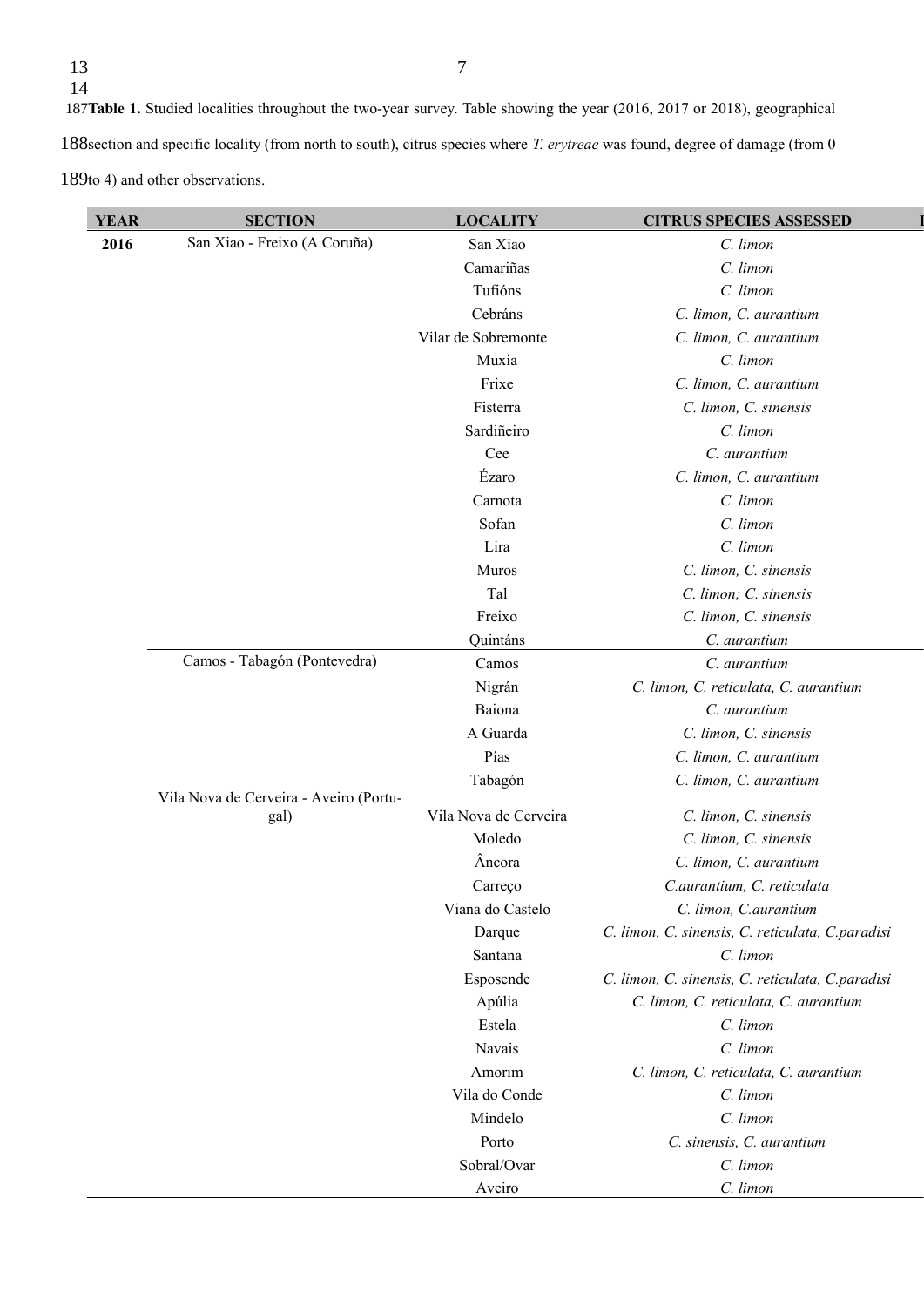**Table 1.** Studied localities throughout the two-year survey. Table showing the year (2016, 2017 or 2018), geographical section and specific locality (from north to south), citrus species where *T. erytreae* was found, degree of damage (from 0 to 4) and other observations.

| YEAR | SECTION | LOCALITY | CITRUS SPECIES ASSESSED |
|---|---|---|---|
| **2016** | San Xiao - Freixo (A Coruña) | San Xiao | *C. limon* |
| | | Camariñas | *C. limon* |
| | | Tufións | *C. limon* |
| | | Cebráns | *C. limon, C. aurantium* |
| | | Vilar de Sobremonte | *C. limon, C. aurantium* |
| | | Muxia | *C. limon* |
| | | Frixe | *C. limon, C. aurantium* |
| | | Fisterra | *C. limon, C. sinensis* |
| | | Sardiñeiro | *C. limon* |
| | | Cee | *C. aurantium* |
| | | Ézaro | *C. limon, C. aurantium* |
| | | Carnota | *C. limon* |
| | | Sofan | *C. limon* |
| | | Lira | *C. limon* |
| | | Muros | *C. limon, C. sinensis* |
| | | Tal | *C. limon; C. sinensis* |
| | | Freixo | *C. limon, C. sinensis* |
| | | Quintáns | *C. aurantium* |
| | Camos - Tabagón (Pontevedra) | Camos | *C. aurantium* |
| | | Nigrán | *C. limon, C. reticulata, C. aurantium* |
| | | Baiona | *C. aurantium* |
| | | A Guarda | *C. limon, C. sinensis* |
| | | Pías | *C. limon, C. aurantium* |
| | | Tabagón | *C. limon, C. aurantium* |
| | Vila Nova de Cerveira - Aveiro (Portugal) | Vila Nova de Cerveira | *C. limon, C. sinensis* |
| | | Moledo | *C. limon, C. sinensis* |
| | | Âncora | *C. limon, C. aurantium* |
| | | Carreço | *C.aurantium, C. reticulata* |
| | | Viana do Castelo | *C. limon, C.aurantium* |
| | | Darque | *C. limon, C. sinensis, C. reticulata, C.paradisi* |
| | | Santana | *C. limon* |
| | | Esposende | *C. limon, C. sinensis, C. reticulata, C.paradisi* |
| | | Apúlia | *C. limon, C. reticulata, C. aurantium* |
| | | Estela | *C. limon* |
| | | Navais | *C. limon* |
| | | Amorim | *C. limon, C. reticulata, C. aurantium* |
| | | Vila do Conde | *C. limon* |
| | | Mindelo | *C. limon* |
| | | Porto | *C. sinensis, C. aurantium* |
| | | Sobral/Ovar | *C. limon* |
| | | Aveiro | *C. limon* |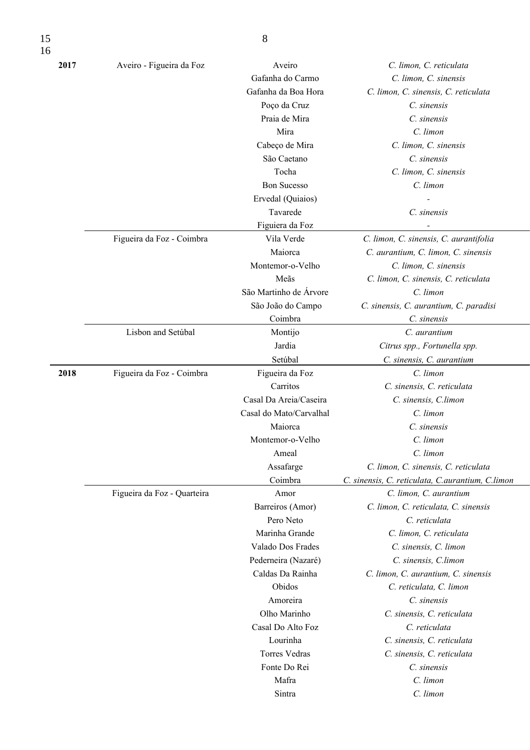| | | | |
|---|---|---|---|
| **2017** | Aveiro - Figueira da Foz | Aveiro | *C. limon, C. reticulata* |
| | | Gafanha do Carmo | *C. limon, C. sinensis* |
| | | Gafanha da Boa Hora | *C. limon, C. sinensis, C. reticulata* |
| | | Poço da Cruz | *C. sinensis* |
| | | Praia de Mira | *C. sinensis* |
| | | Mira | *C. limon* |
| | | Cabeço de Mira | *C. limon, C. sinensis* |
| | | São Caetano | *C. sinensis* |
| | | Tocha | *C. limon, C. sinensis* |
| | | Bon Sucesso | *C. limon* |
| | | Ervedal (Quiaios) | - |
| | | Tavarede | *C. sinensis* |
| | | Figueira da Foz | - |
| | Figueira da Foz - Coimbra | Vila Verde | *C. limon, C. sinensis, C. aurantifolia* |
| | | Maiorca | *C. aurantium, C. limon, C. sinensis* |
| | | Montemor-o-Velho | *C. limon, C. sinensis* |
| | | Meãs | *C. limon, C. sinensis, C. reticulata* |
| | | São Martinho de Árvore | *C. limon* |
| | | São João do Campo | *C. sinensis, C. aurantium, C. paradisi* |
| | | Coimbra | *C. sinensis* |
| | Lisbon and Setúbal | Montijo | *C. aurantium* |
| | | Jardia | *Citrus spp., Fortunella spp.* |
| | | Setúbal | *C. sinensis, C. aurantium* |
| **2018** | Figueira da Foz - Coimbra | Figueira da Foz | *C. limon* |
| | | Carritos | *C. sinensis, C. reticulata* |
| | | Casal Da Areia/Caseira | *C. sinensis, C.limon* |
| | | Casal do Mato/Carvalhal | *C. limon* |
| | | Maiorca | *C. sinensis* |
| | | Montemor-o-Velho | *C. limon* |
| | | Ameal | *C. limon* |
| | | Assafarge | *C. limon, C. sinensis, C. reticulata* |
| | | Coimbra | *C. sinensis, C. reticulata, C.aurantium, C.limon* |
| | Figueira da Foz - Quarteira | Amor | *C. limon, C. aurantium* |
| | | Barreiros (Amor) | *C. limon, C. reticulata, C. sinensis* |
| | | Pero Neto | *C. reticulata* |
| | | Marinha Grande | *C. limon, C. reticulata* |
| | | Valado Dos Frades | *C. sinensis, C. limon* |
| | | Pederneira (Nazaré) | *C. sinensis, C.limon* |
| | | Caldas Da Rainha | *C. limon, C. aurantium, C. sinensis* |
| | | Obidos | *C. reticulata, C. limon* |
| | | Amoreira | *C. sinensis* |
| | | Olho Marinho | *C. sinensis, C. reticulata* |
| | | Casal Do Alto Foz | *C. reticulata* |
| | | Lourinha | *C. sinensis, C. reticulata* |
| | | Torres Vedras | *C. sinensis, C. reticulata* |
| | | Fonte Do Rei | *C. sinensis* |
| | | Mafra | *C. limon* |
| | | Sintra | *C. limon* |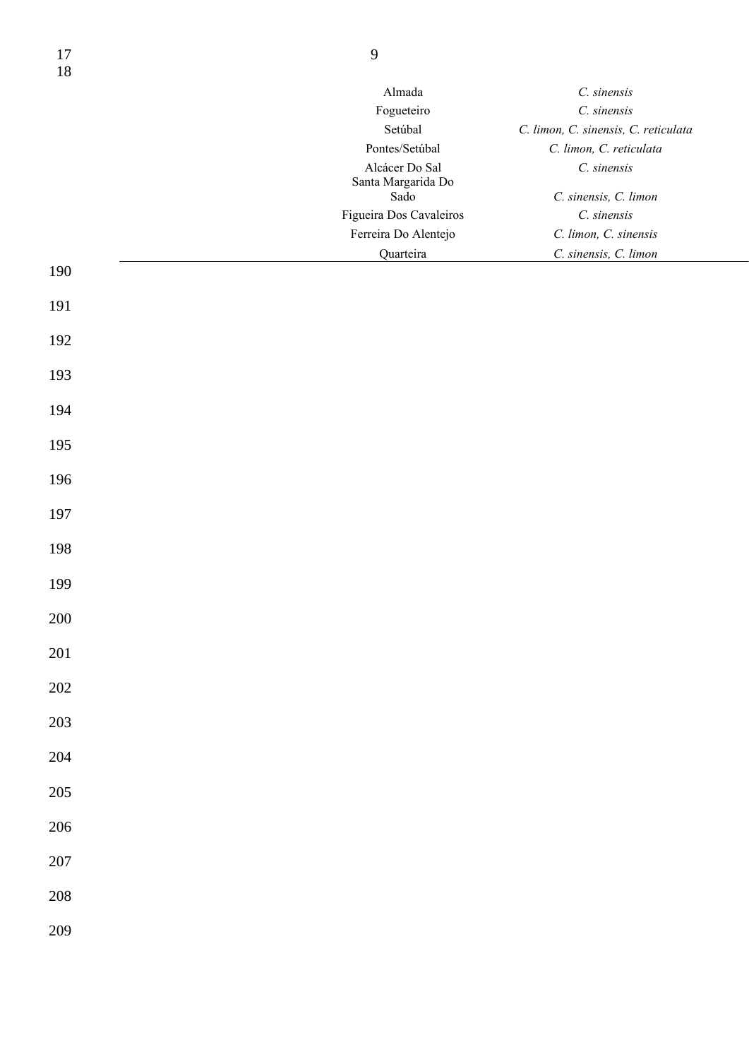| | |
|---|---|
| Almada | *C. sinensis* |
| Fogueteiro | *C. sinensis* |
| Setúbal | *C. limon, C. sinensis, C. reticulata* |
| Pontes/Setúbal | *C. limon, C. reticulata* |
| Alcácer Do Sal | *C. sinensis* |
| Santa Margarida Do Sado | *C. sinensis, C. limon* |
| Figueira Dos Cavaleiros | *C. sinensis* |
| Ferreira Do Alentejo | *C. limon, C. sinensis* |
| Quarteira | *C. sinensis, C. limon* |